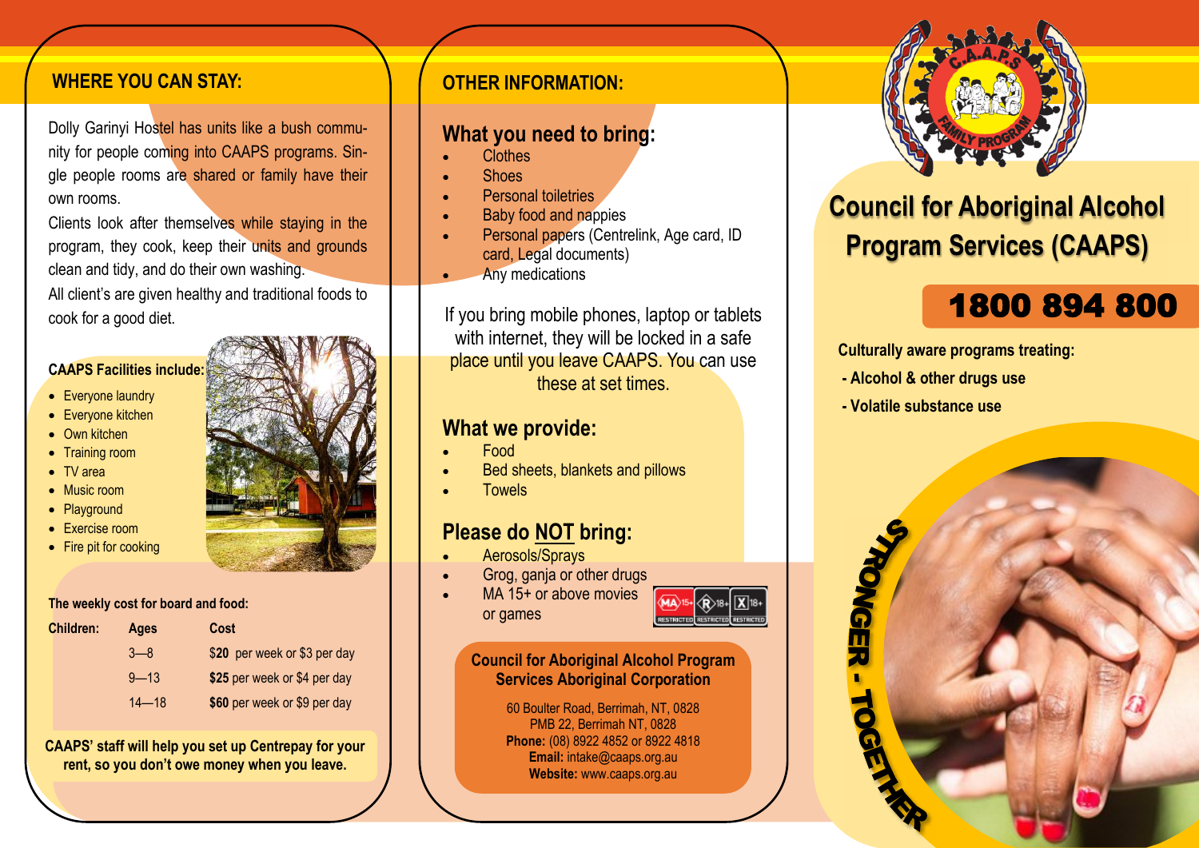## WHERE YOU CAN STAY:

Dolly Garinyi Hostel has units like a bush community for people coming into CAAPS programs. Single people rooms are shared or family have their own rooms.

Clients look after themselves while staying in the program, they cook, keep their units and grounds clean and tidy, and do their own washing.

All client's are given healthy and traditional foods to cook for a good diet.

**CAAPS Facilities include:**

- Everyone laundry
- Everyone kitchen
- Own kitchen
- Training room
- TV area
- Music room
- Playground
- Exercise room
- Fire pit for cooking

**The weekly cost for board and food:**

| Children: | Ages | Cost |
|---|---|---|
| | 3—8 | $**20** per week or $3 per day |
| | 9—13 | **$25** per week or $4 per day |
| | 14—18 | **$60** per week or $9 per day |

**CAAPS' staff will help you set up Centrepay for your rent, so you don't owe money when you leave.**

## OTHER INFORMATION:

### What you need to bring:

- Clothes
- Shoes
- Personal toiletries
- Baby food and nappies
- Personal papers (Centrelink, Age card, ID card, Legal documents)
- Any medications

If you bring mobile phones, laptop or tablets with internet, they will be locked in a safe place until you leave CAAPS. You can use these at set times.

### What we provide:

- Food
- Bed sheets, blankets and pillows
- Towels

### Please do NOT bring:

- Aerosols/Sprays
- Grog, ganja or other drugs
- MA 15+ or above movies or games

MA 15+ RESTRICTED R 18+ RESTRICTED X 18+ RESTRICTED

**Council for Aboriginal Alcohol Program Services Aboriginal Corporation**

60 Boulter Road, Berrimah, NT, 0828
PMB 22, Berrimah NT, 0828
**Phone:** (08) 8922 4852 or 8922 4818
**Email:** intake@caaps.org.au
**Website:** www.caaps.org.au

C.A.A.P.S FAMILY PROGRAM

# Council for Aboriginal Alcohol Program Services (CAAPS)

## 1800 894 800

**Culturally aware programs treating:**

**- Alcohol & other drugs use**

**- Volatile substance use**

STRONGER - TOGETHER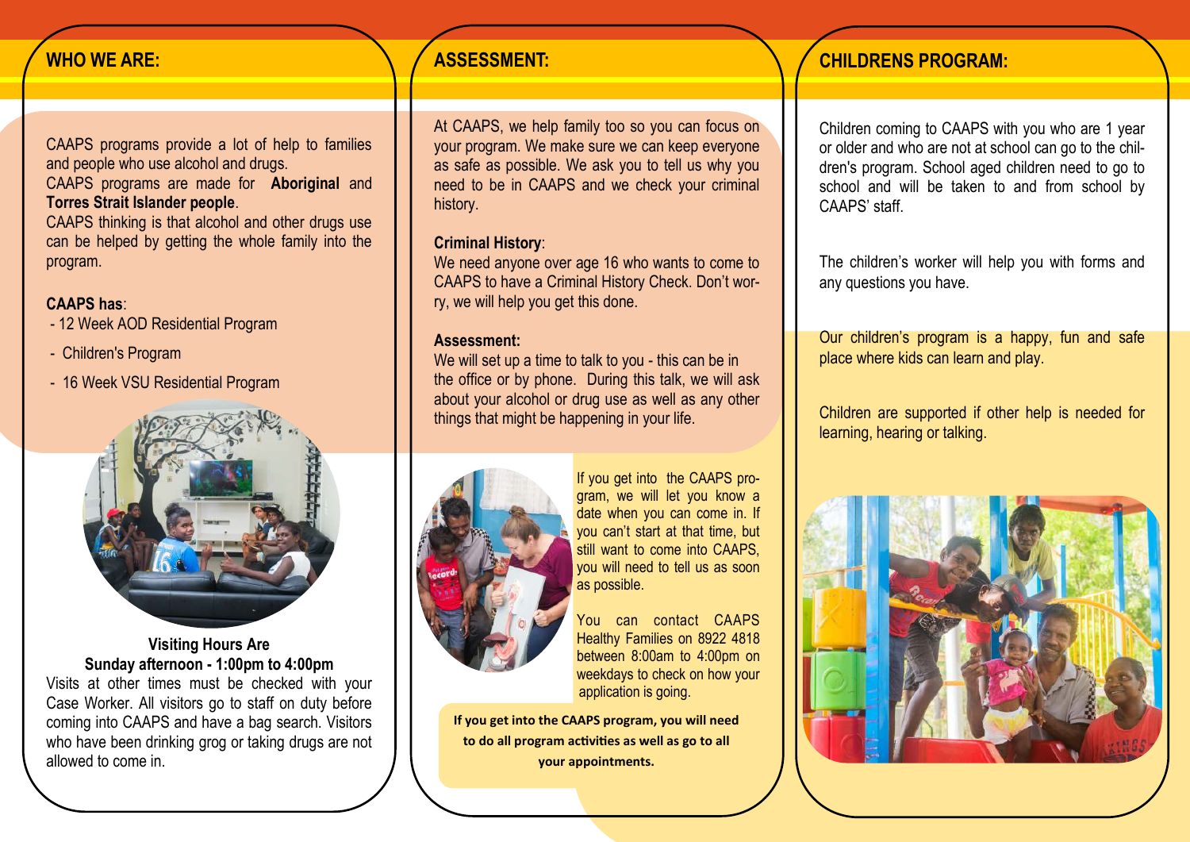## WHO WE ARE:

CAAPS programs provide a lot of help to families and people who use alcohol and drugs.
CAAPS programs are made for **Aboriginal** and **Torres Strait Islander people**.
CAAPS thinking is that alcohol and other drugs use can be helped by getting the whole family into the program.

**CAAPS has**:

- 12 Week AOD Residential Program
- Children's Program
- 16 Week VSU Residential Program

**Visiting Hours Are**
**Sunday afternoon - 1:00pm to 4:00pm**

Visits at other times must be checked with your Case Worker. All visitors go to staff on duty before coming into CAAPS and have a bag search. Visitors who have been drinking grog or taking drugs are not allowed to come in.

## ASSESSMENT:

At CAAPS, we help family too so you can focus on your program. We make sure we can keep everyone as safe as possible. We ask you to tell us why you need to be in CAAPS and we check your criminal history.

**Criminal History**:
We need anyone over age 16 who wants to come to CAAPS to have a Criminal History Check. Don't worry, we will help you get this done.

**Assessment:**
We will set up a time to talk to you - this can be in the office or by phone. During this talk, we will ask about your alcohol or drug use as well as any other things that might be happening in your life.

If you get into the CAAPS program, we will let you know a date when you can come in. If you can't start at that time, but still want to come into CAAPS, you will need to tell us as soon as possible.

You can contact CAAPS Healthy Families on 8922 4818 between 8:00am to 4:00pm on weekdays to check on how your application is going.

**If you get into the CAAPS program, you will need to do all program activities as well as go to all your appointments.**

## CHILDRENS PROGRAM:

Children coming to CAAPS with you who are 1 year or older and who are not at school can go to the children's program. School aged children need to go to school and will be taken to and from school by CAAPS' staff.

The children's worker will help you with forms and any questions you have.

Our children's program is a happy, fun and safe place where kids can learn and play.

Children are supported if other help is needed for learning, hearing or talking.